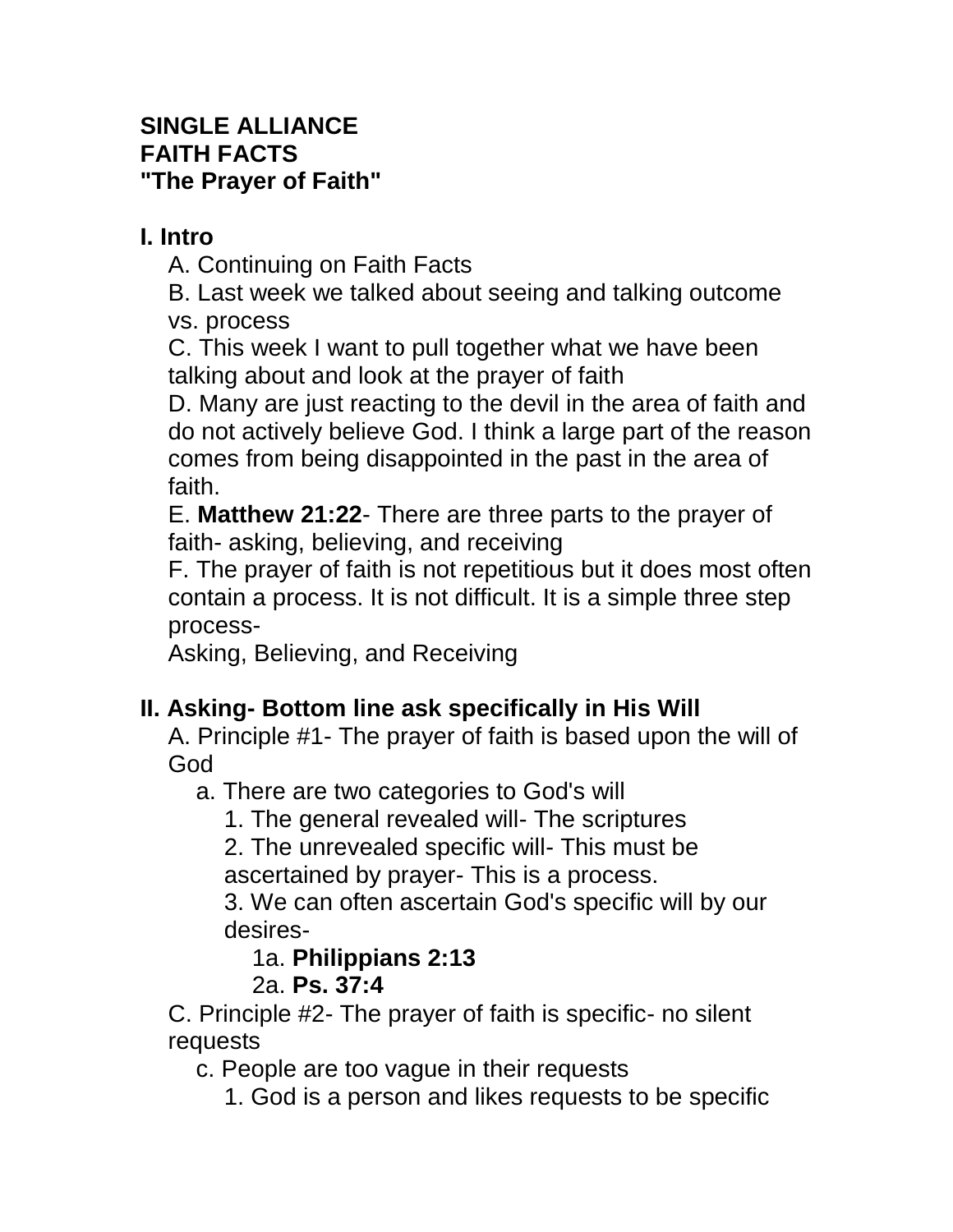**SINGLE ALLIANCE**
**FAITH FACTS**
**"The Prayer of Faith"**

## I. Intro

A. Continuing on Faith Facts

B. Last week we talked about seeing and talking outcome vs. process

C. This week I want to pull together what we have been talking about and look at the prayer of faith

D. Many are just reacting to the devil in the area of faith and do not actively believe God. I think a large part of the reason comes from being disappointed in the past in the area of faith.

E. **Matthew 21:22**- There are three parts to the prayer of faith- asking, believing, and receiving

F. The prayer of faith is not repetitious but it does most often contain a process. It is not difficult. It is a simple three step process-
Asking, Believing, and Receiving

## II. Asking- Bottom line ask specifically in His Will

A. Principle #1- The prayer of faith is based upon the will of God

a. There are two categories to God's will

1. The general revealed will- The scriptures

2. The unrevealed specific will- This must be ascertained by prayer- This is a process.

3. We can often ascertain God's specific will by our desires-

1a. **Philippians 2:13**

2a. **Ps. 37:4**

C. Principle #2- The prayer of faith is specific- no silent requests

c. People are too vague in their requests

1. God is a person and likes requests to be specific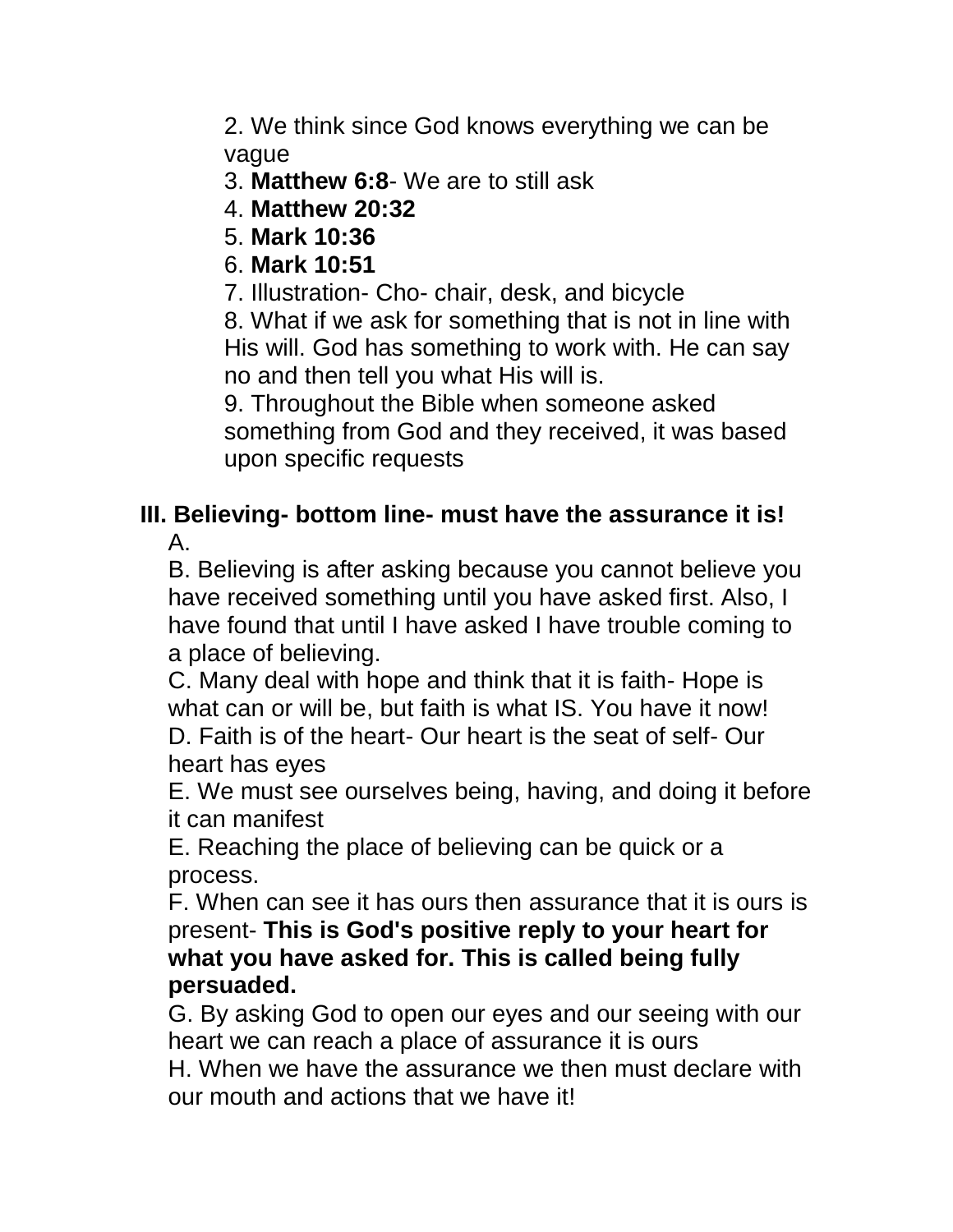2. We think since God knows everything we can be vague

3. **Matthew 6:8**- We are to still ask

4. **Matthew 20:32**

5. **Mark 10:36**

6. **Mark 10:51**

7. Illustration- Cho- chair, desk, and bicycle

8. What if we ask for something that is not in line with His will. God has something to work with. He can say no and then tell you what His will is.

9. Throughout the Bible when someone asked something from God and they received, it was based upon specific requests

**III. Believing- bottom line- must have the assurance it is!**

A.

B. Believing is after asking because you cannot believe you have received something until you have asked first. Also, I have found that until I have asked I have trouble coming to a place of believing.

C. Many deal with hope and think that it is faith- Hope is what can or will be, but faith is what IS. You have it now!

D. Faith is of the heart- Our heart is the seat of self- Our heart has eyes

E. We must see ourselves being, having, and doing it before it can manifest

E. Reaching the place of believing can be quick or a process.

F. When can see it has ours then assurance that it is ours is present- **This is God's positive reply to your heart for what you have asked for. This is called being fully persuaded.**

G. By asking God to open our eyes and our seeing with our heart we can reach a place of assurance it is ours

H. When we have the assurance we then must declare with our mouth and actions that we have it!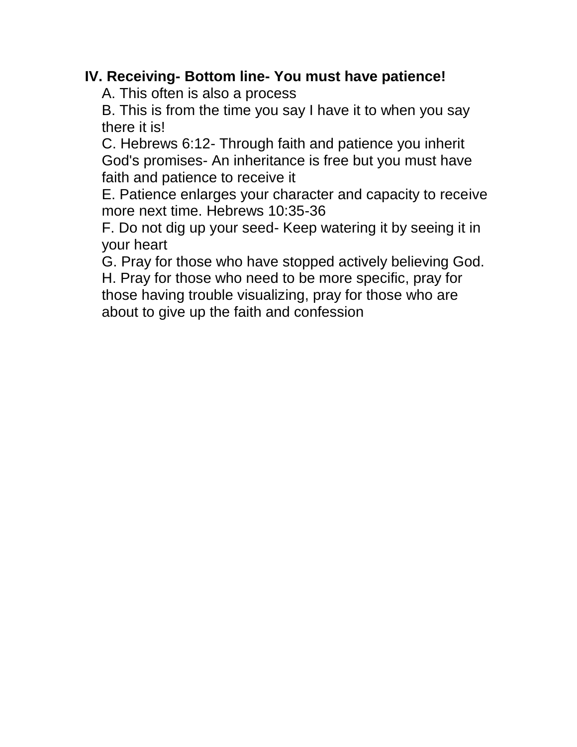**IV. Receiving- Bottom line- You must have patience!**

A. This often is also a process
B. This is from the time you say I have it to when you say there it is!
C. Hebrews 6:12- Through faith and patience you inherit God's promises- An inheritance is free but you must have faith and patience to receive it
E. Patience enlarges your character and capacity to receive more next time. Hebrews 10:35-36
F. Do not dig up your seed- Keep watering it by seeing it in your heart
G. Pray for those who have stopped actively believing God.
H. Pray for those who need to be more specific, pray for those having trouble visualizing, pray for those who are about to give up the faith and confession